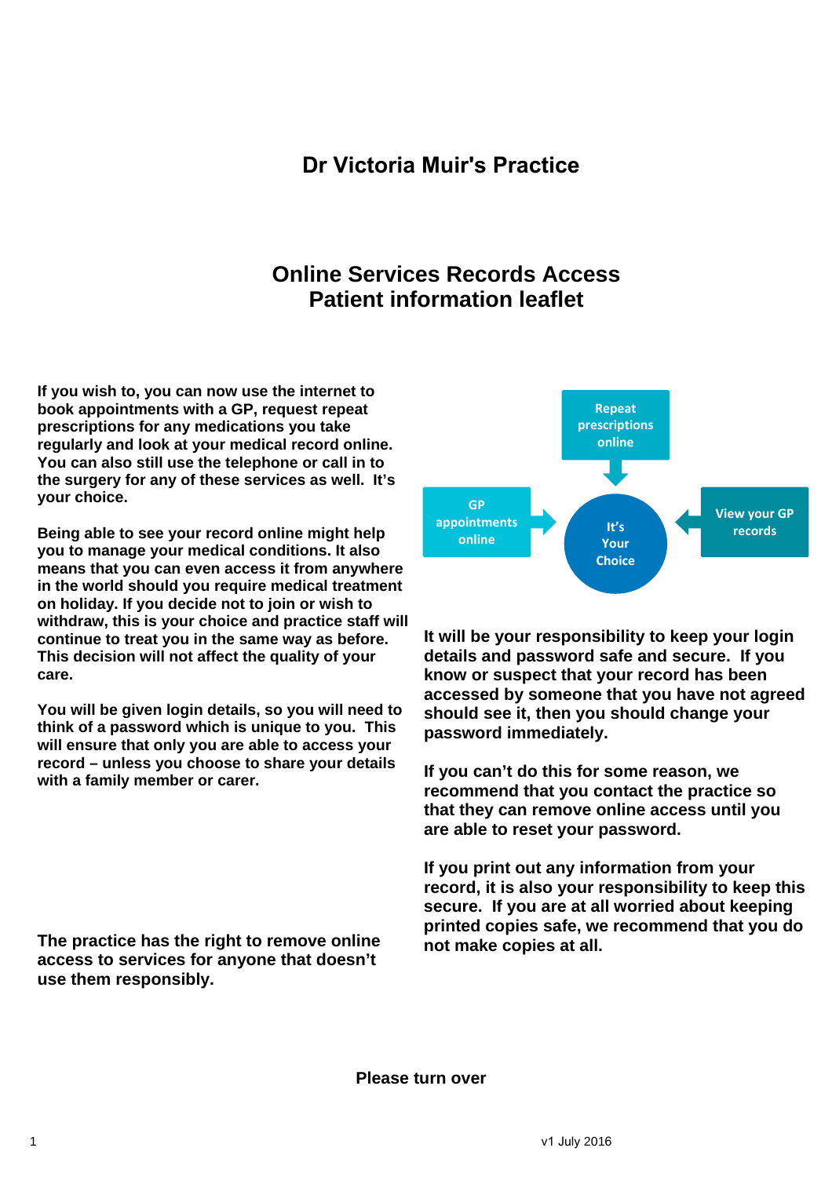# Dr Victoria Muir's Practice

## Online Services Records Access
## Patient information leaflet

**If you wish to, you can now use the internet to book appointments with a GP, request repeat prescriptions for any medications you take regularly and look at your medical record online. You can also still use the telephone or call in to the surgery for any of these services as well. It's your choice.**

**Being able to see your record online might help you to manage your medical conditions. It also means that you can even access it from anywhere in the world should you require medical treatment on holiday. If you decide not to join or wish to withdraw, this is your choice and practice staff will continue to treat you in the same way as before. This decision will not affect the quality of your care.**

**You will be given login details, so you will need to think of a password which is unique to you. This will ensure that only you are able to access your record – unless you choose to share your details with a family member or carer.**

**The practice has the right to remove online access to services for anyone that doesn't use them responsibly.**

Repeat prescriptions online

GP appointments online

View your GP records

It's Your Choice

**It will be your responsibility to keep your login details and password safe and secure. If you know or suspect that your record has been accessed by someone that you have not agreed should see it, then you should change your password immediately.**

**If you can't do this for some reason, we recommend that you contact the practice so that they can remove online access until you are able to reset your password.**

**If you print out any information from your record, it is also your responsibility to keep this secure. If you are at all worried about keeping printed copies safe, we recommend that you do not make copies at all.**

**Please turn over**

v1 July 2016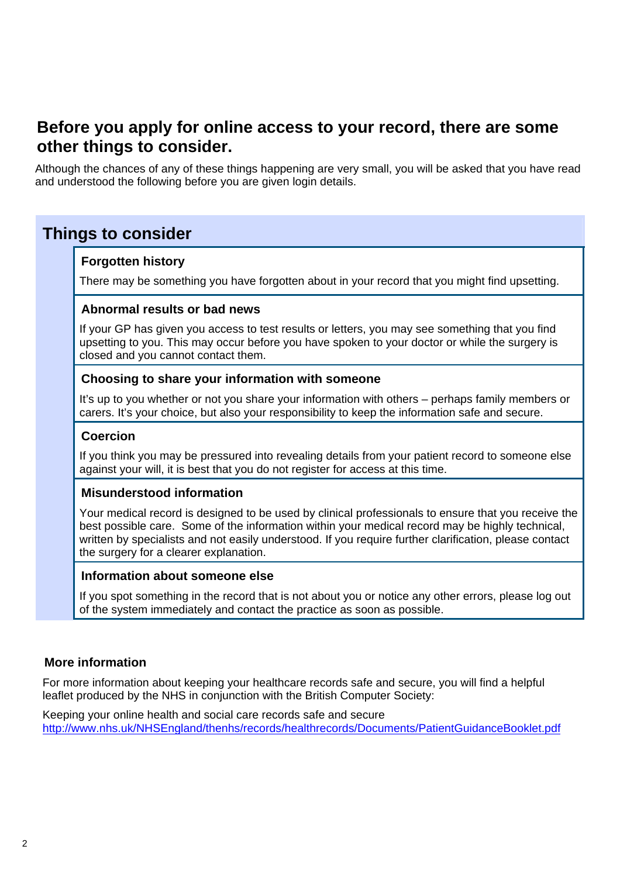## Before you apply for online access to your record, there are some other things to consider.

Although the chances of any of these things happening are very small, you will be asked that you have read and understood the following before you are given login details.

### Things to consider

**Forgotten history**

There may be something you have forgotten about in your record that you might find upsetting.

**Abnormal results or bad news**

If your GP has given you access to test results or letters, you may see something that you find upsetting to you. This may occur before you have spoken to your doctor or while the surgery is closed and you cannot contact them.

**Choosing to share your information with someone**

It's up to you whether or not you share your information with others – perhaps family members or carers. It's your choice, but also your responsibility to keep the information safe and secure.

**Coercion**

If you think you may be pressured into revealing details from your patient record to someone else against your will, it is best that you do not register for access at this time.

**Misunderstood information**

Your medical record is designed to be used by clinical professionals to ensure that you receive the best possible care. Some of the information within your medical record may be highly technical, written by specialists and not easily understood. If you require further clarification, please contact the surgery for a clearer explanation.

**Information about someone else**

If you spot something in the record that is not about you or notice any other errors, please log out of the system immediately and contact the practice as soon as possible.

**More information**

For more information about keeping your healthcare records safe and secure, you will find a helpful leaflet produced by the NHS in conjunction with the British Computer Society:

Keeping your online health and social care records safe and secure
http://www.nhs.uk/NHSEngland/thenhs/records/healthrecords/Documents/PatientGuidanceBooklet.pdf